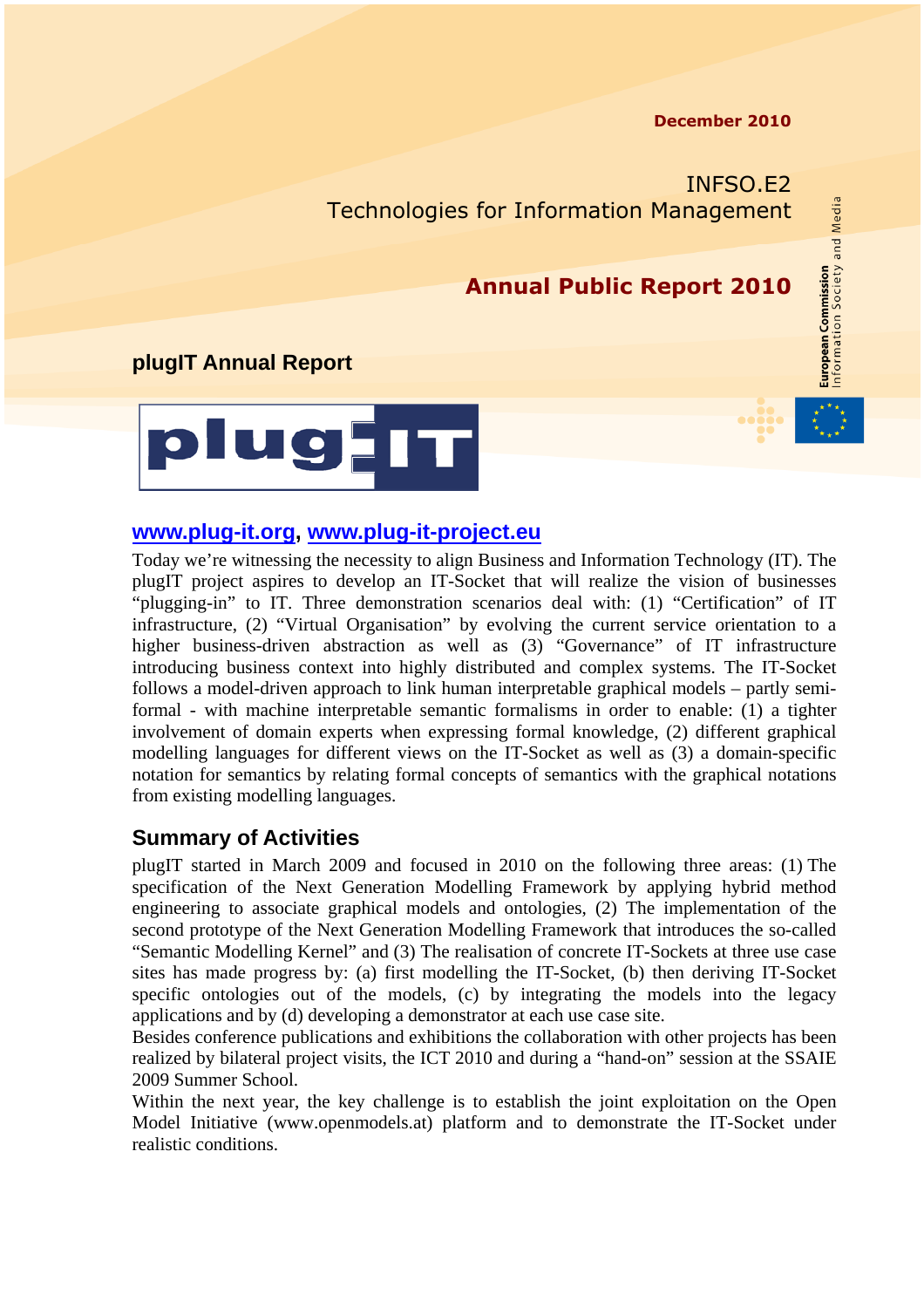December 2010

INFSO.E2
Technologies for Information Management

**Annual Public Report 2010**

European Commission
Information Society and Media

## plugIT Annual Report

[www.plug-it.org](http://www.plug-it.org), [www.plug-it-project.eu](http://www.plug-it-project.eu)

Today we're witnessing the necessity to align Business and Information Technology (IT). The plugIT project aspires to develop an IT-Socket that will realize the vision of businesses "plugging-in" to IT. Three demonstration scenarios deal with: (1) "Certification" of IT infrastructure, (2) "Virtual Organisation" by evolving the current service orientation to a higher business-driven abstraction as well as (3) "Governance" of IT infrastructure introducing business context into highly distributed and complex systems. The IT-Socket follows a model-driven approach to link human interpretable graphical models – partly semi-formal - with machine interpretable semantic formalisms in order to enable: (1) a tighter involvement of domain experts when expressing formal knowledge, (2) different graphical modelling languages for different views on the IT-Socket as well as (3) a domain-specific notation for semantics by relating formal concepts of semantics with the graphical notations from existing modelling languages.

## Summary of Activities

plugIT started in March 2009 and focused in 2010 on the following three areas: (1) The specification of the Next Generation Modelling Framework by applying hybrid method engineering to associate graphical models and ontologies, (2) The implementation of the second prototype of the Next Generation Modelling Framework that introduces the so-called "Semantic Modelling Kernel" and (3) The realisation of concrete IT-Sockets at three use case sites has made progress by: (a) first modelling the IT-Socket, (b) then deriving IT-Socket specific ontologies out of the models, (c) by integrating the models into the legacy applications and by (d) developing a demonstrator at each use case site.

Besides conference publications and exhibitions the collaboration with other projects has been realized by bilateral project visits, the ICT 2010 and during a "hand-on" session at the SSAIE 2009 Summer School.

Within the next year, the key challenge is to establish the joint exploitation on the Open Model Initiative (www.openmodels.at) platform and to demonstrate the IT-Socket under realistic conditions.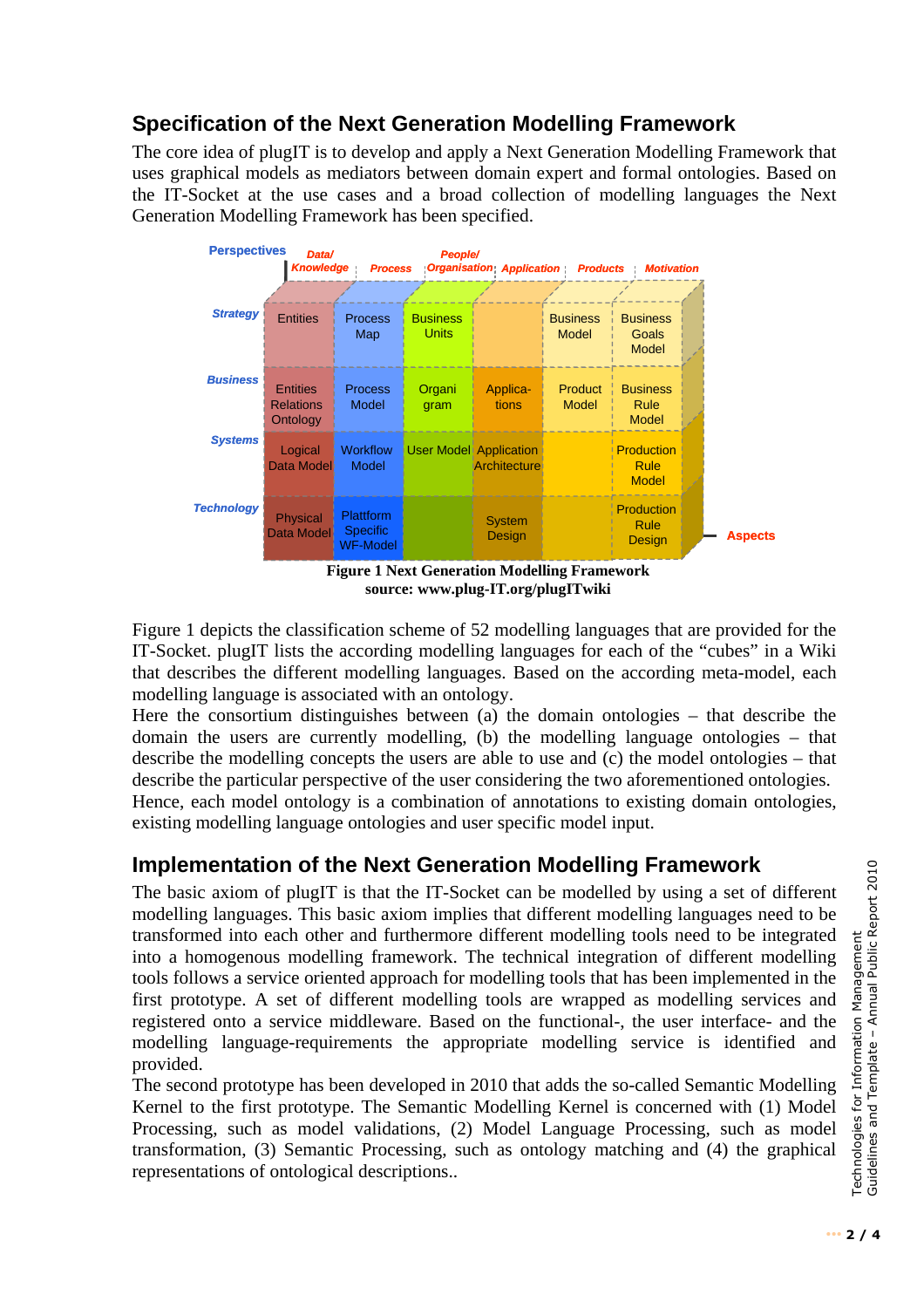## Specification of the Next Generation Modelling Framework

The core idea of plugIT is to develop and apply a Next Generation Modelling Framework that uses graphical models as mediators between domain expert and formal ontologies. Based on the IT-Socket at the use cases and a broad collection of modelling languages the Next Generation Modelling Framework has been specified.

| Aspects / Perspectives | Data/ Knowledge | Process | People/ Organisation | Application | Products | Motivation |
|---|---|---|---|---|---|---|
| Strategy | Entities | Process Map | Business Units | | Business Model | Business Goals Model |
| Business | Entities Relations Ontology | Process Model | Organigram | Applications | Product Model | Business Rule Model |
| Systems | Logical Data Model | Workflow Model | User Model | Application Architecture | | Production Rule Model |
| Technology | Physical Data Model | Plattform Specific WF-Model | | System Design | | Production Rule Design |

**Figure 1 Next Generation Modelling Framework**
**source: www.plug-IT.org/plugITwiki**

Figure 1 depicts the classification scheme of 52 modelling languages that are provided for the IT-Socket. plugIT lists the according modelling languages for each of the “cubes” in a Wiki that describes the different modelling languages. Based on the according meta-model, each modelling language is associated with an ontology.
Here the consortium distinguishes between (a) the domain ontologies – that describe the domain the users are currently modelling, (b) the modelling language ontologies – that describe the modelling concepts the users are able to use and (c) the model ontologies – that describe the particular perspective of the user considering the two aforementioned ontologies.
Hence, each model ontology is a combination of annotations to existing domain ontologies, existing modelling language ontologies and user specific model input.

## Implementation of the Next Generation Modelling Framework

The basic axiom of plugIT is that the IT-Socket can be modelled by using a set of different modelling languages. This basic axiom implies that different modelling languages need to be transformed into each other and furthermore different modelling tools need to be integrated into a homogenous modelling framework. The technical integration of different modelling tools follows a service oriented approach for modelling tools that has been implemented in the first prototype. A set of different modelling tools are wrapped as modelling services and registered onto a service middleware. Based on the functional-, the user interface- and the modelling language-requirements the appropriate modelling service is identified and provided.
The second prototype has been developed in 2010 that adds the so-called Semantic Modelling Kernel to the first prototype. The Semantic Modelling Kernel is concerned with (1) Model Processing, such as model validations, (2) Model Language Processing, such as model transformation, (3) Semantic Processing, such as ontology matching and (4) the graphical representations of ontological descriptions..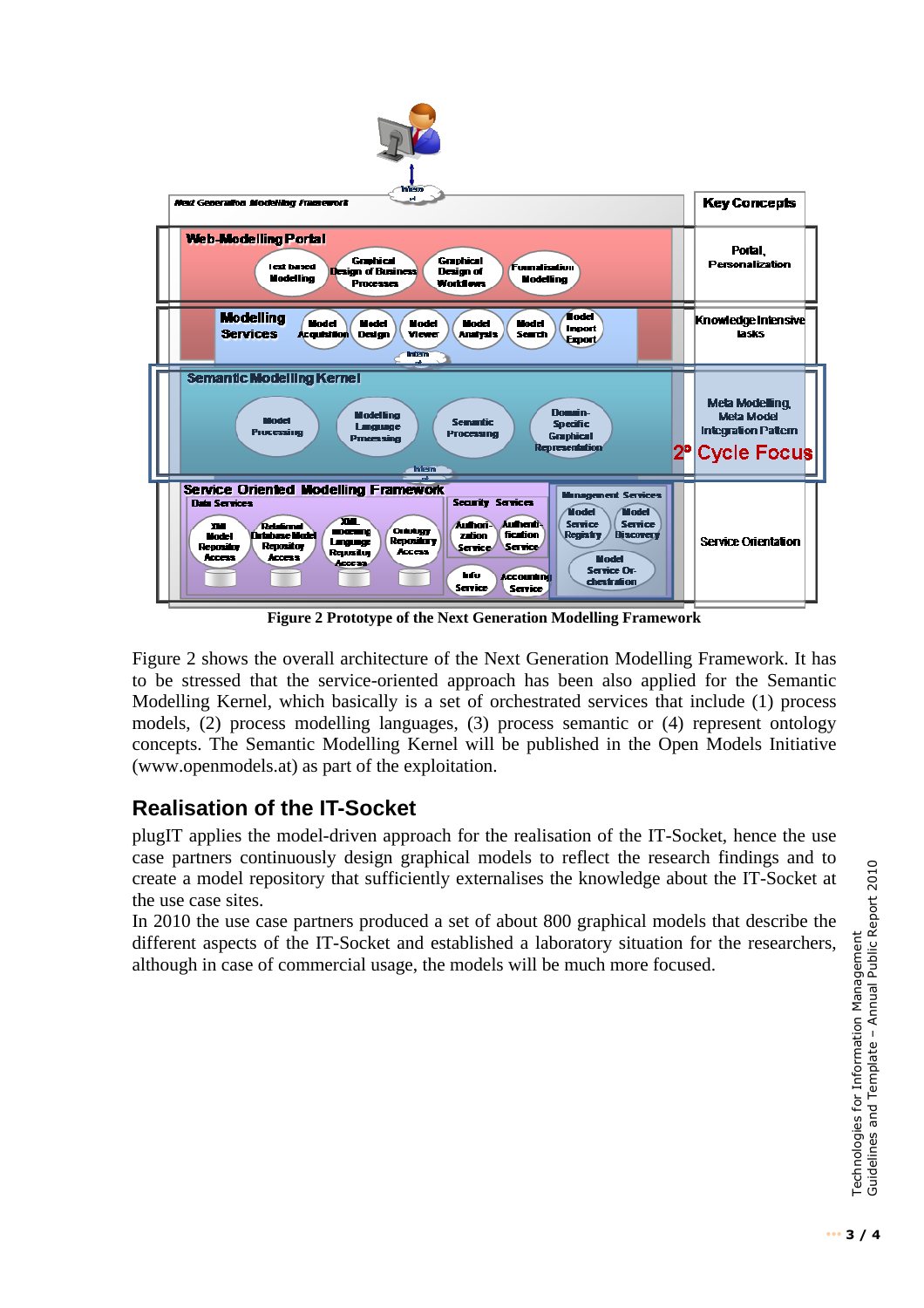Figure 2 Prototype of the Next Generation Modelling Framework

Figure 2 shows the overall architecture of the Next Generation Modelling Framework. It has to be stressed that the service-oriented approach has been also applied for the Semantic Modelling Kernel, which basically is a set of orchestrated services that include (1) process models, (2) process modelling languages, (3) process semantic or (4) represent ontology concepts. The Semantic Modelling Kernel will be published in the Open Models Initiative (www.openmodels.at) as part of the exploitation.

## Realisation of the IT-Socket

plugIT applies the model-driven approach for the realisation of the IT-Socket, hence the use case partners continuously design graphical models to reflect the research findings and to create a model repository that sufficiently externalises the knowledge about the IT-Socket at the use case sites.

In 2010 the use case partners produced a set of about 800 graphical models that describe the different aspects of the IT-Socket and established a laboratory situation for the researchers, although in case of commercial usage, the models will be much more focused.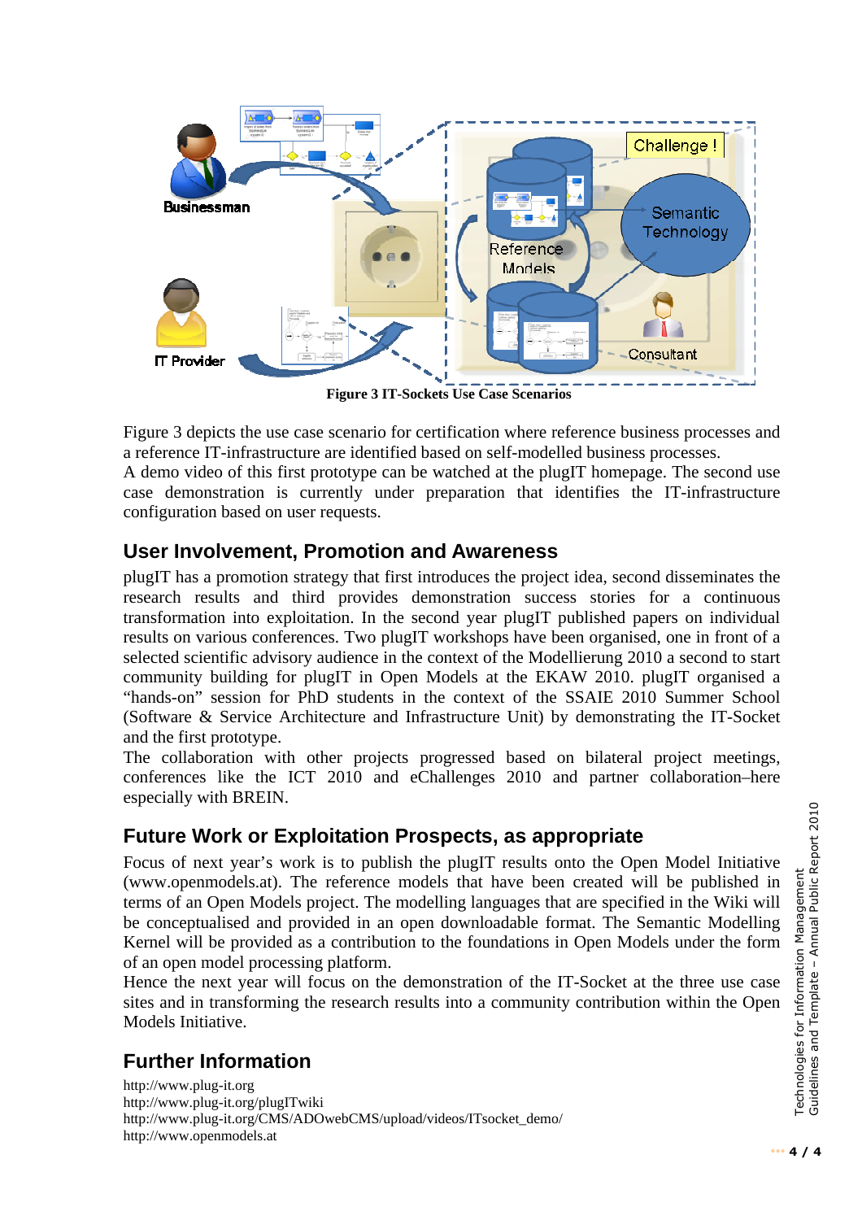Figure 3 IT-Sockets Use Case Scenarios

Figure 3 depicts the use case scenario for certification where reference business processes and a reference IT-infrastructure are identified based on self-modelled business processes.
A demo video of this first prototype can be watched at the plugIT homepage. The second use case demonstration is currently under preparation that identifies the IT-infrastructure configuration based on user requests.

## User Involvement, Promotion and Awareness

plugIT has a promotion strategy that first introduces the project idea, second disseminates the research results and third provides demonstration success stories for a continuous transformation into exploitation. In the second year plugIT published papers on individual results on various conferences. Two plugIT workshops have been organised, one in front of a selected scientific advisory audience in the context of the Modellierung 2010 a second to start community building for plugIT in Open Models at the EKAW 2010. plugIT organised a "hands-on" session for PhD students in the context of the SSAIE 2010 Summer School (Software & Service Architecture and Infrastructure Unit) by demonstrating the IT-Socket and the first prototype.
The collaboration with other projects progressed based on bilateral project meetings, conferences like the ICT 2010 and eChallenges 2010 and partner collaboration–here especially with BREIN.

## Future Work or Exploitation Prospects, as appropriate

Focus of next year's work is to publish the plugIT results onto the Open Model Initiative (www.openmodels.at). The reference models that have been created will be published in terms of an Open Models project. The modelling languages that are specified in the Wiki will be conceptualised and provided in an open downloadable format. The Semantic Modelling Kernel will be provided as a contribution to the foundations in Open Models under the form of an open model processing platform.
Hence the next year will focus on the demonstration of the IT-Socket at the three use case sites and in transforming the research results into a community contribution within the Open Models Initiative.

## Further Information

http://www.plug-it.org
http://www.plug-it.org/plugITwiki
http://www.plug-it.org/CMS/ADOwebCMS/upload/videos/ITsocket_demo/
http://www.openmodels.at